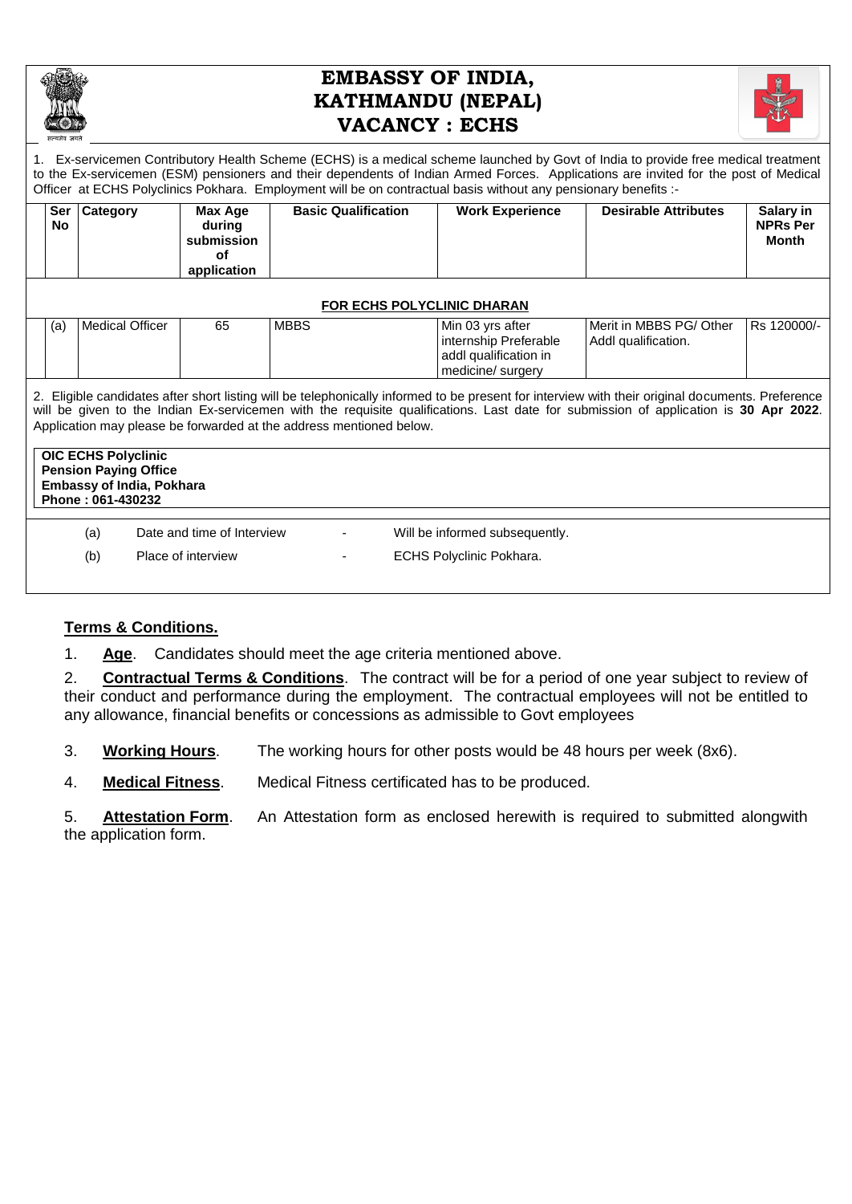# EMBASSY OF INDIA, KATHMANDU (NEPAL)
## VACANCY : ECHS

1. Ex-servicemen Contributory Health Scheme (ECHS) is a medical scheme launched by Govt of India to provide free medical treatment to the Ex-servicemen (ESM) pensioners and their dependents of Indian Armed Forces. Applications are invited for the post of Medical Officer at ECHS Polyclinics Pokhara. Employment will be on contractual basis without any pensionary benefits :-

| Ser No | Category | Max Age during submission of application | Basic Qualification | Work Experience | Desirable Attributes | Salary in NPRs Per Month |
|---|---|---|---|---|---|---|
| **FOR ECHS POLYCLINIC DHARAN** | | | | | | |
| (a) | Medical Officer | 65 | MBBS | Min 03 yrs after internship Preferable addl qualification in medicine/ surgery | Merit in MBBS PG/ Other Addl qualification. | Rs 120000/- |

2. Eligible candidates after short listing will be telephonically informed to be present for interview with their original documents. Preference will be given to the Indian Ex-servicemen with the requisite qualifications. Last date for submission of application is **30 Apr 2022**. Application may please be forwarded at the address mentioned below.

**OIC ECHS Polyclinic**
**Pension Paying Office**
**Embassy of India, Pokhara**
**Phone : 061-430232**

(a) Date and time of Interview - Will be informed subsequently.

(b) Place of interview - ECHS Polyclinic Pokhara.

## Terms & Conditions.

1. **Age**. Candidates should meet the age criteria mentioned above.

2. **Contractual Terms & Conditions**. The contract will be for a period of one year subject to review of their conduct and performance during the employment. The contractual employees will not be entitled to any allowance, financial benefits or concessions as admissible to Govt employees

3. **Working Hours**. The working hours for other posts would be 48 hours per week (8x6).

4. **Medical Fitness**. Medical Fitness certificated has to be produced.

5. **Attestation Form**. An Attestation form as enclosed herewith is required to submitted alongwith the application form.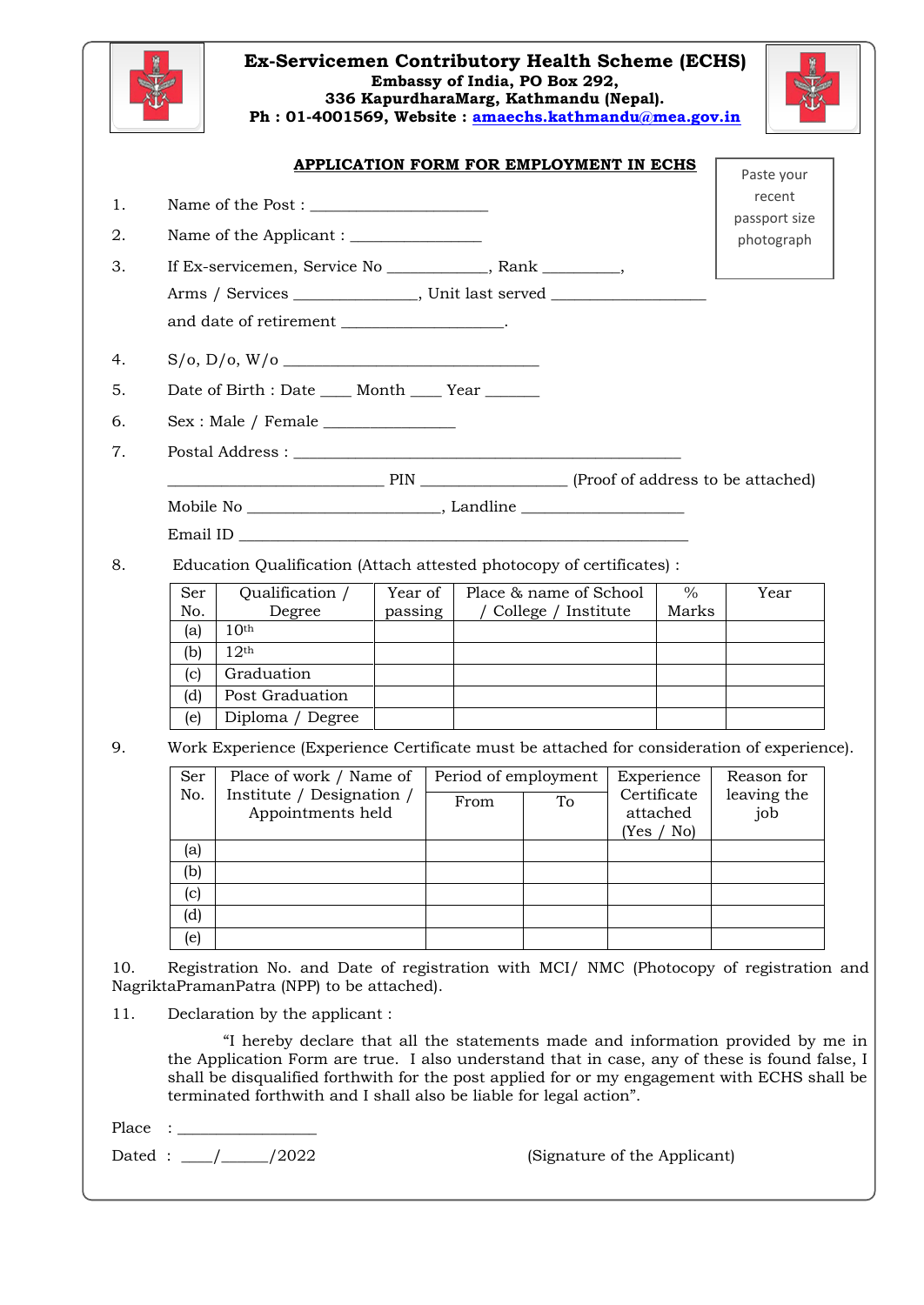# Ex-Servicemen Contributory Health Scheme (ECHS)

**Embassy of India, PO Box 292,**
**336 KapurdharaMarg, Kathmandu (Nepal).**
**Ph : 01-4001569, Website : amaechs.kathmandu@mea.gov.in**

Paste your recent passport size photograph

## APPLICATION FORM FOR EMPLOYMENT IN ECHS

1. Name of the Post : ______________________

2. Name of the Applicant : ________________

3. If Ex-servicemen, Service No ____________, Rank _________,
   Arms / Services _______________, Unit last served ___________________
   and date of retirement ___________________.

4. S/o, D/o, W/o ______________________________

5. Date of Birth : Date ____ Month ____ Year _______

6. Sex : Male / Female ________________

7. Postal Address : ______________________________________________
   __________________________ PIN _________________ (Proof of address to be attached)
   Mobile No _______________________, Landline ____________________
   Email ID ______________________________________________________

8. Education Qualification (Attach attested photocopy of certificates) :

| Ser No. | Qualification / Degree | Year of passing | Place & name of School / College / Institute | % Marks | Year |
|---|---|---|---|---|---|
| (a) | 10th | | | | |
| (b) | 12th | | | | |
| (c) | Graduation | | | | |
| (d) | Post Graduation | | | | |
| (e) | Diploma / Degree | | | | |

9. Work Experience (Experience Certificate must be attached for consideration of experience).

| Ser No. | Place of work / Name of Institute / Designation / Appointments held | Period of employment | | Experience Certificate attached (Yes / No) | Reason for leaving the job |
|---|---|---|---|---|---|
| | | From | To | | |
| (a) | | | | | |
| (b) | | | | | |
| (c) | | | | | |
| (d) | | | | | |
| (e) | | | | | |

10. Registration No. and Date of registration with MCI/ NMC (Photocopy of registration and NagriktaPramanPatra (NPP) to be attached).

11. Declaration by the applicant :

    "I hereby declare that all the statements made and information provided by me in the Application Form are true. I also understand that in case, any of these is found false, I shall be disqualified forthwith for the post applied for or my engagement with ECHS shall be terminated forthwith and I shall also be liable for legal action".

Place : ________________

Dated : ____/_____/2022 (Signature of the Applicant)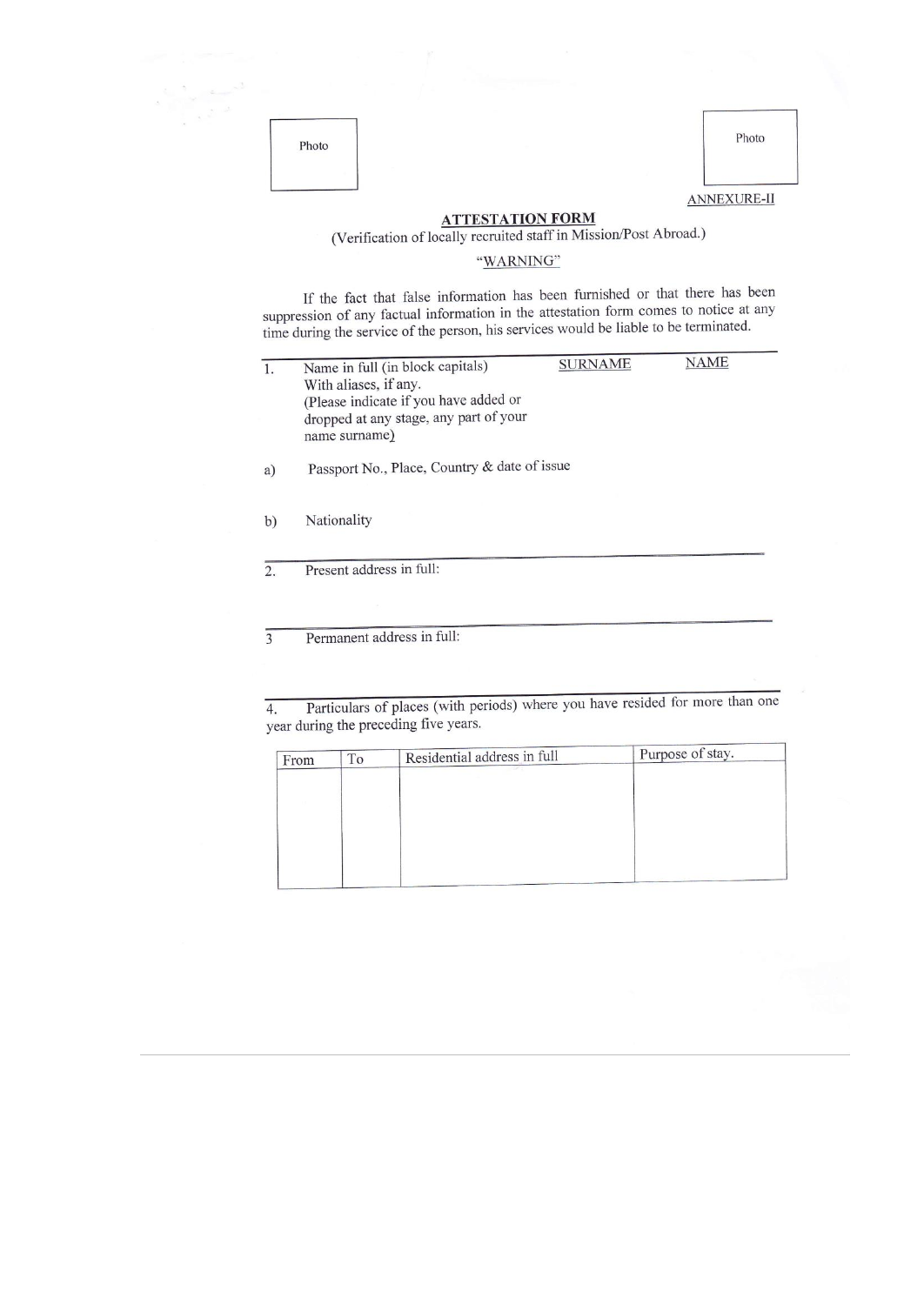Photo

Photo

ANNEXURE-II

## ATTESTATION FORM

(Verification of locally recruited staff in Mission/Post Abroad.)

"WARNING"

If the fact that false information has been furnished or that there has been suppression of any factual information in the attestation form comes to notice at any time during the service of the person, his services would be liable to be terminated.

1. Name in full (in block capitals) With aliases, if any. (Please indicate if you have added or dropped at any stage, any part of your name surname) — SURNAME — NAME

a) Passport No., Place, Country & date of issue

b) Nationality

2. Present address in full:

3 Permanent address in full:

4. Particulars of places (with periods) where you have resided for more than one year during the preceding five years.

| From | To | Residential address in full | Purpose of stay. |
|---|---|---|---|
| | | | |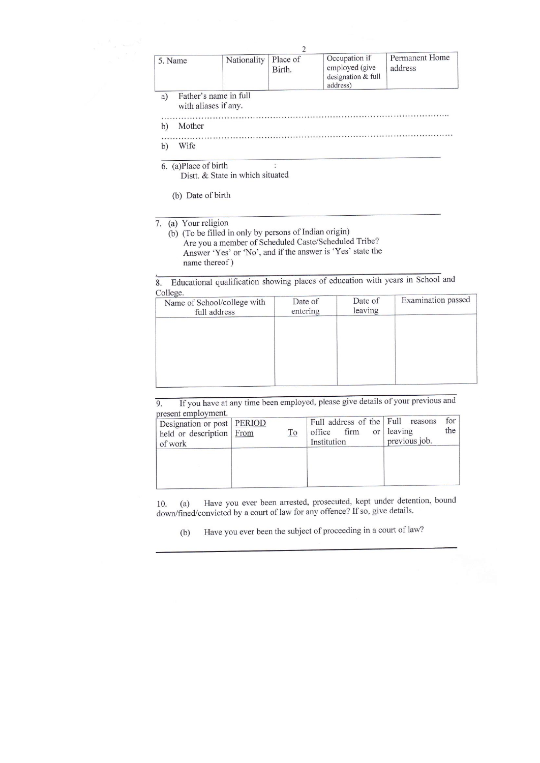| 5. Name | Nationality | Place of Birth. | Occupation if employed (give designation & full address) | Permanent Home address |
|---|---|---|---|---|

a) Father's name in full with aliases if any.

.............................................................................................

b) Mother

.............................................................................................

b) Wife

---

6. (a)Place of birth :
   Distt. & State in which situated

   (b) Date of birth

---

7. (a) Your religion
   (b) (To be filled in only by persons of Indian origin)
   Are you a member of Scheduled Caste/Scheduled Tribe? Answer 'Yes' or 'No', and if the answer is 'Yes' state the name thereof )

---

8. Educational qualification showing places of education with years in School and College.

| Name of School/college with full address | Date of entering | Date of leaving | Examination passed |
|---|---|---|---|
| | | | |

---

9. If you have at any time been employed, please give details of your previous and present employment.

| Designation or post held or description of work | PERIOD From To | Full address of the office firm or Institution | Full reasons for leaving the previous job. |
|---|---|---|---|
| | | | |

10. (a) Have you ever been arrested, prosecuted, kept under detention, bound down/fined/convicted by a court of law for any offence? If so, give details.

    (b) Have you ever been the subject of proceeding in a court of law?

---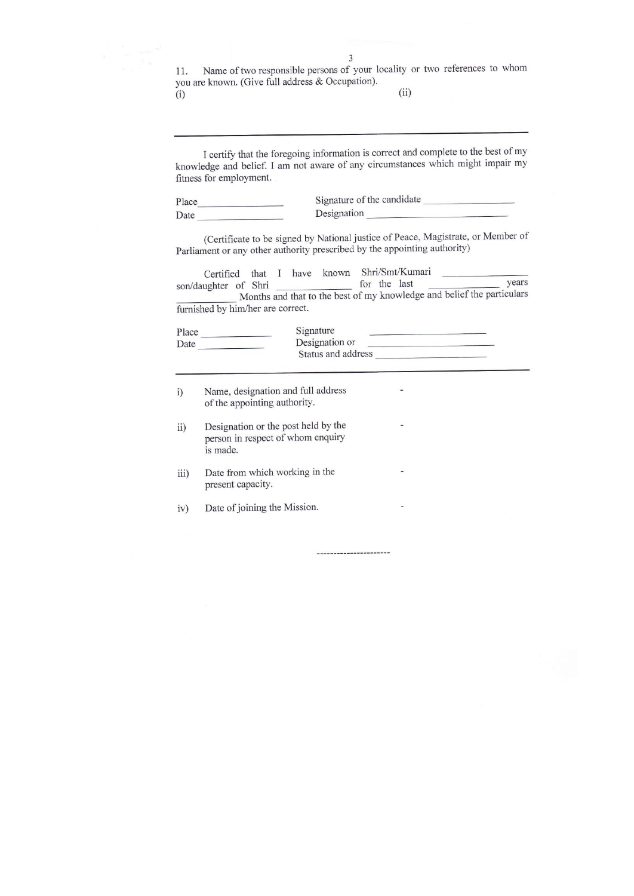11. Name of two responsible persons of your locality or two references to whom you are known. (Give full address & Occupation).

(i) (ii)

---

I certify that the foregoing information is correct and complete to the best of my knowledge and belief. I am not aware of any circumstances which might impair my fitness for employment.

Place \_\_\_\_\_\_\_\_\_\_\_\_\_\_\_ Signature of the candidate \_\_\_\_\_\_\_\_\_\_\_\_\_\_\_

Date \_\_\_\_\_\_\_\_\_\_\_\_\_\_\_ Designation \_\_\_\_\_\_\_\_\_\_\_\_\_\_\_

(Certificate to be signed by National justice of Peace, Magistrate, or Member of Parliament or any other authority prescribed by the appointing authority)

Certified that I have known Shri/Smt/Kumari \_\_\_\_\_\_\_\_\_\_\_\_\_\_\_ son/daughter of Shri \_\_\_\_\_\_\_\_\_\_\_\_\_\_\_ for the last \_\_\_\_\_\_\_\_\_\_\_\_\_\_\_ years \_\_\_\_\_\_\_\_\_\_\_\_\_\_\_ Months and that to the best of my knowledge and belief the particulars furnished by him/her are correct.

Place \_\_\_\_\_\_\_\_\_\_\_\_\_\_\_ Signature \_\_\_\_\_\_\_\_\_\_\_\_\_\_\_

Date \_\_\_\_\_\_\_\_\_\_\_\_\_\_\_ Designation or \_\_\_\_\_\_\_\_\_\_\_\_\_\_\_

Status and address \_\_\_\_\_\_\_\_\_\_\_\_\_\_\_

---

i) Name, designation and full address of the appointing authority. -

ii) Designation or the post held by the person in respect of whom enquiry is made. -

iii) Date from which working in the present capacity. -

iv) Date of joining the Mission. -

----------------------